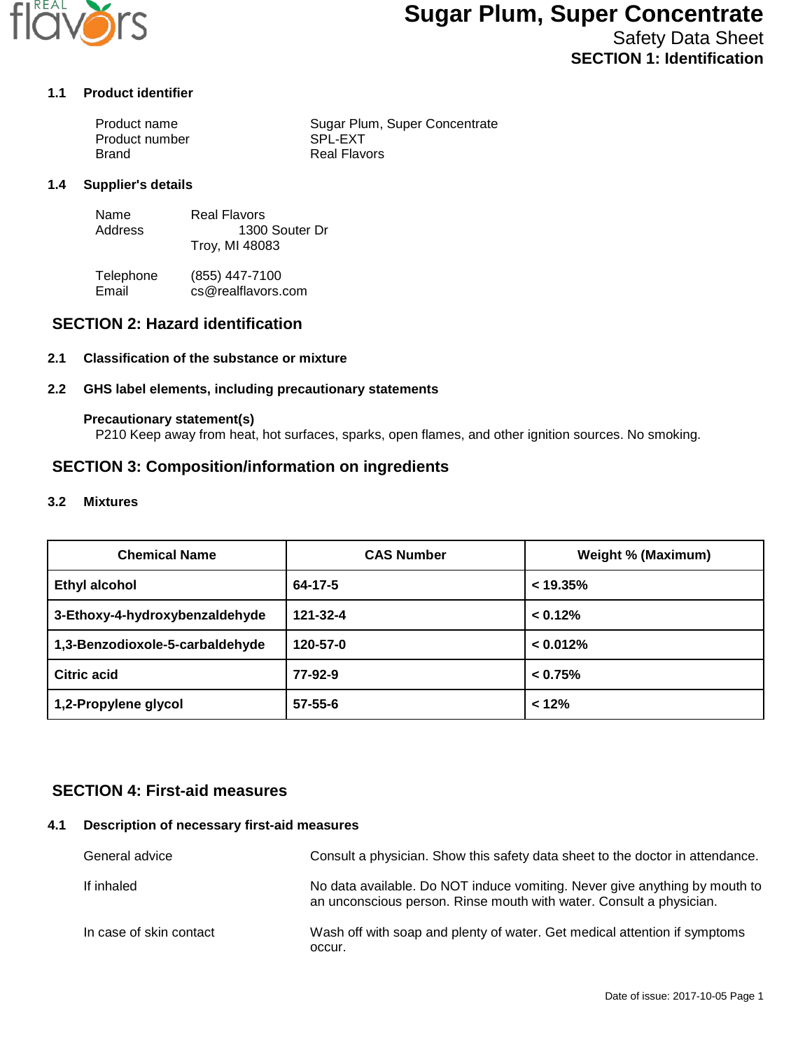# Sugar Plum, Super Concentrate

Safety Data Sheet

## SECTION 1: Identification

### 1.1 Product identifier

Product name: Sugar Plum, Super Concentrate
Product number: SPL-EXT
Brand: Real Flavors

### 1.4 Supplier's details

Name: Real Flavors
Address: 1300 Souter Dr
Troy, MI 48083

Telephone: (855) 447-7100
Email: cs@realflavors.com

## SECTION 2: Hazard identification

### 2.1 Classification of the substance or mixture

### 2.2 GHS label elements, including precautionary statements

**Precautionary statement(s)**
P210 Keep away from heat, hot surfaces, sparks, open flames, and other ignition sources. No smoking.

## SECTION 3: Composition/information on ingredients

### 3.2 Mixtures

| Chemical Name | CAS Number | Weight % (Maximum) |
|---|---|---|
| **Ethyl alcohol** | **64-17-5** | **< 19.35%** |
| **3-Ethoxy-4-hydroxybenzaldehyde** | **121-32-4** | **< 0.12%** |
| **1,3-Benzodioxole-5-carbaldehyde** | **120-57-0** | **< 0.012%** |
| **Citric acid** | **77-92-9** | **< 0.75%** |
| **1,2-Propylene glycol** | **57-55-6** | **< 12%** |

## SECTION 4: First-aid measures

### 4.1 Description of necessary first-aid measures

General advice: Consult a physician. Show this safety data sheet to the doctor in attendance.

If inhaled: No data available. Do NOT induce vomiting. Never give anything by mouth to an unconscious person. Rinse mouth with water. Consult a physician.

In case of skin contact: Wash off with soap and plenty of water. Get medical attention if symptoms occur.

Date of issue: 2017-10-05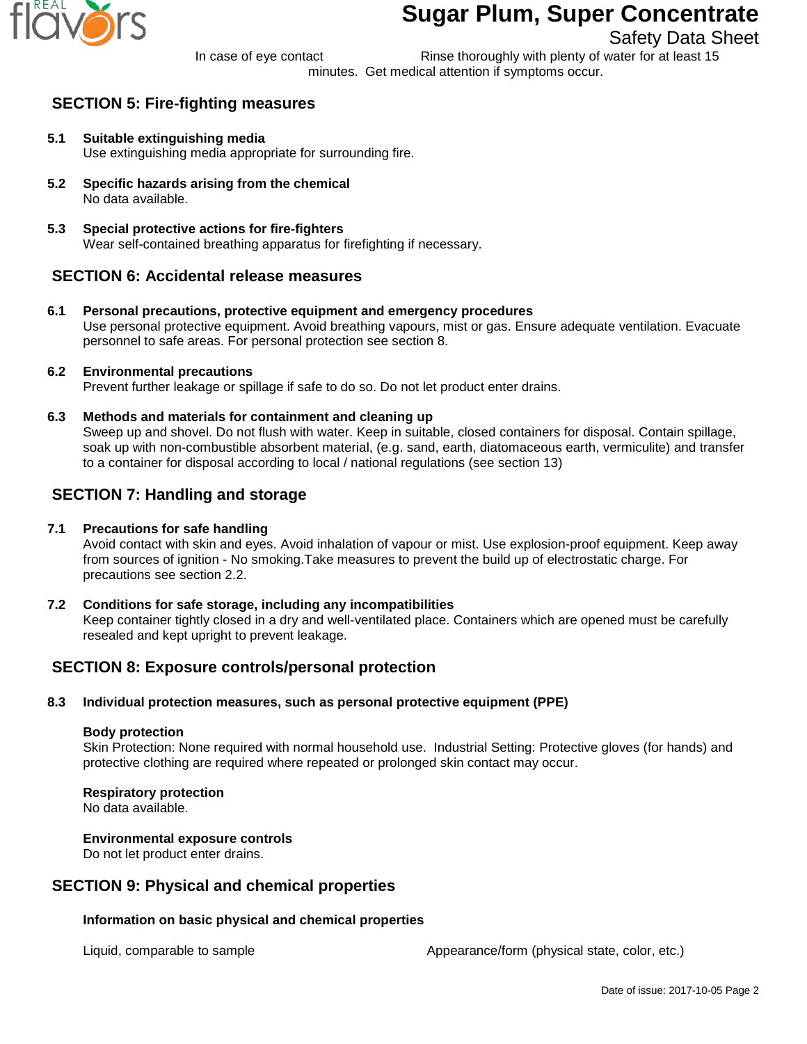| In case of eye contact | Rinse thoroughly with plenty of water for at least 15 minutes. Get medical attention if symptoms occur. |
| --- | --- |

## SECTION 5: Fire-fighting measures

**5.1 Suitable extinguishing media**
Use extinguishing media appropriate for surrounding fire.

**5.2 Specific hazards arising from the chemical**
No data available.

**5.3 Special protective actions for fire-fighters**
Wear self-contained breathing apparatus for firefighting if necessary.

## SECTION 6: Accidental release measures

**6.1 Personal precautions, protective equipment and emergency procedures**
Use personal protective equipment. Avoid breathing vapours, mist or gas. Ensure adequate ventilation. Evacuate personnel to safe areas. For personal protection see section 8.

**6.2 Environmental precautions**
Prevent further leakage or spillage if safe to do so. Do not let product enter drains.

**6.3 Methods and materials for containment and cleaning up**
Sweep up and shovel. Do not flush with water. Keep in suitable, closed containers for disposal. Contain spillage, soak up with non-combustible absorbent material, (e.g. sand, earth, diatomaceous earth, vermiculite) and transfer to a container for disposal according to local / national regulations (see section 13)

## SECTION 7: Handling and storage

**7.1 Precautions for safe handling**
Avoid contact with skin and eyes. Avoid inhalation of vapour or mist. Use explosion-proof equipment. Keep away from sources of ignition - No smoking.Take measures to prevent the build up of electrostatic charge. For precautions see section 2.2.

**7.2 Conditions for safe storage, including any incompatibilities**
Keep container tightly closed in a dry and well-ventilated place. Containers which are opened must be carefully resealed and kept upright to prevent leakage.

## SECTION 8: Exposure controls/personal protection

**8.3 Individual protection measures, such as personal protective equipment (PPE)**

**Body protection**
Skin Protection: None required with normal household use. Industrial Setting: Protective gloves (for hands) and protective clothing are required where repeated or prolonged skin contact may occur.

**Respiratory protection**
No data available.

**Environmental exposure controls**
Do not let product enter drains.

## SECTION 9: Physical and chemical properties

**Information on basic physical and chemical properties**

| Liquid, comparable to sample | Appearance/form (physical state, color, etc.) |
| --- | --- |

Date of issue: 2017-10-05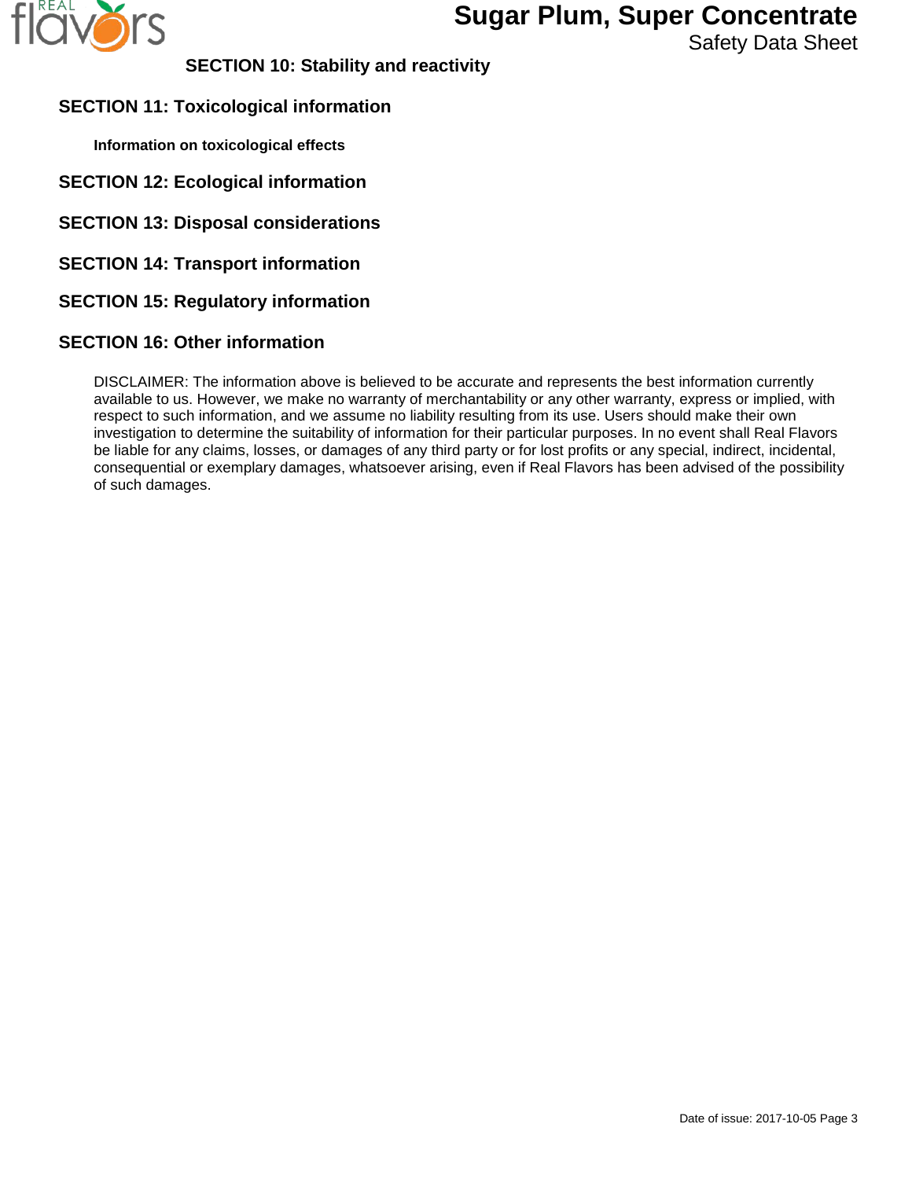## SECTION 10: Stability and reactivity

## SECTION 11: Toxicological information

**Information on toxicological effects**

## SECTION 12: Ecological information

## SECTION 13: Disposal considerations

## SECTION 14: Transport information

## SECTION 15: Regulatory information

## SECTION 16: Other information

DISCLAIMER: The information above is believed to be accurate and represents the best information currently available to us. However, we make no warranty of merchantability or any other warranty, express or implied, with respect to such information, and we assume no liability resulting from its use. Users should make their own investigation to determine the suitability of information for their particular purposes. In no event shall Real Flavors be liable for any claims, losses, or damages of any third party or for lost profits or any special, indirect, incidental, consequential or exemplary damages, whatsoever arising, even if Real Flavors has been advised of the possibility of such damages.